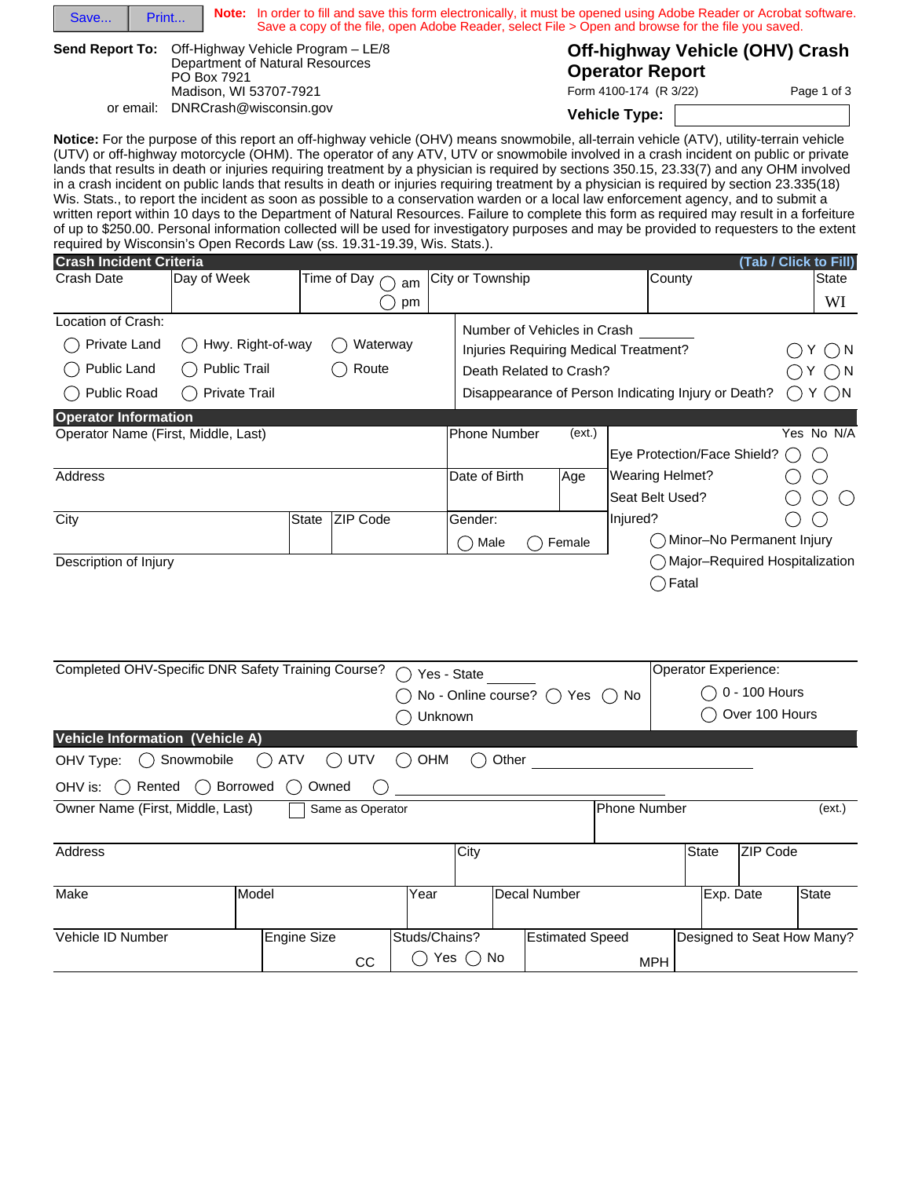Save... Print...

**Note:** In order to fill and save this form electronically, it must be opened using Adobe Reader or Acrobat software. Save a copy of the file, open Adobe Reader, select File > Open and browse for the file you saved.

**Send Report To:** Off-Highway Vehicle Program – LE/8
Department of Natural Resources
PO Box 7921
Madison, WI 53707-7921
or email: DNRCrash@wisconsin.gov

# Off-highway Vehicle (OHV) Crash Operator Report

Form 4100-174 (R 3/22)

**Vehicle Type:** ______

**Notice:** For the purpose of this report an off-highway vehicle (OHV) means snowmobile, all-terrain vehicle (ATV), utility-terrain vehicle (UTV) or off-highway motorcycle (OHM). The operator of any ATV, UTV or snowmobile involved in a crash incident on public or private lands that results in death or injuries requiring treatment by a physician is required by sections 350.15, 23.33(7) and any OHM involved in a crash incident on public lands that results in death or injuries requiring treatment by a physician is required by section 23.335(18) Wis. Stats., to report the incident as soon as possible to a conservation warden or a local law enforcement agency, and to submit a written report within 10 days to the Department of Natural Resources. Failure to complete this form as required may result in a forfeiture of up to $250.00. Personal information collected will be used for investigatory purposes and may be provided to requesters to the extent required by Wisconsin's Open Records Law (ss. 19.31-19.39, Wis. Stats.).

## Crash Incident Criteria

(Tab / Click to Fill)

| Crash Date | Day of Week | Time of Day ◯ am ◯ pm | City or Township | County | State |
|---|---|---|---|---|---|
| | | | | | WI |

Location of Crash:

◯ Private Land ◯ Hwy. Right-of-way ◯ Waterway
◯ Public Land ◯ Public Trail ◯ Route
◯ Public Road ◯ Private Trail

Number of Vehicles in Crash ______

Injuries Requiring Medical Treatment? ◯ Y ◯ N

Death Related to Crash? ◯ Y ◯ N

Disappearance of Person Indicating Injury or Death? ◯ Y ◯ N

## Operator Information

| Operator Name (First, Middle, Last) | Phone Number (ext.) |
|---|---|
| | |

| Address | Date of Birth | Age |
|---|---|---|
| | | |

| City | State | ZIP Code | Gender: ◯ Male ◯ Female |
|---|---|---|---|
| | | | |

| | Yes | No | N/A |
|---|---|---|---|
| Eye Protection/Face Shield? | ◯ | ◯ | |
| Wearing Helmet? | ◯ | ◯ | |
| Seat Belt Used? | ◯ | ◯ | ◯ |
| Injured? | ◯ | ◯ | |

◯ Minor–No Permanent Injury
◯ Major–Required Hospitalization
◯ Fatal

Description of Injury

Completed OHV-Specific DNR Safety Training Course? ◯ Yes - State ______ ◯ No - Online course? ◯ Yes ◯ No ◯ Unknown

Operator Experience:
◯ 0 - 100 Hours
◯ Over 100 Hours

## Vehicle Information (Vehicle A)

OHV Type: ◯ Snowmobile ◯ ATV ◯ UTV ◯ OHM ◯ Other ______

OHV is: ◯ Rented ◯ Borrowed ◯ Owned ◯ ______

| Owner Name (First, Middle, Last) ☐ Same as Operator | Phone Number (ext.) |
|---|---|
| | |

| Address | City | State | ZIP Code |
|---|---|---|---|
| | | | |

| Make | Model | Year | Decal Number | Exp. Date | State |
|---|---|---|---|---|---|
| | | | | | |

| Vehicle ID Number | Engine Size | Studs/Chains? | Estimated Speed | Designed to Seat How Many? |
|---|---|---|---|---|
| | CC | ◯ Yes ◯ No | MPH | |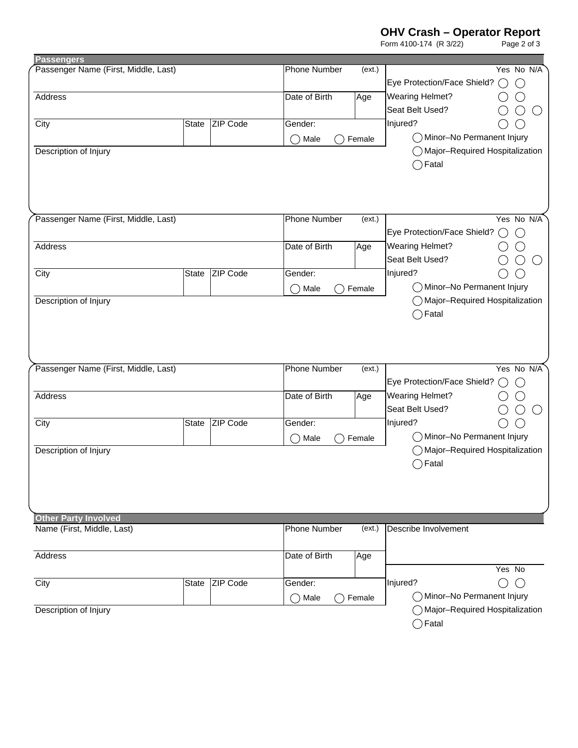## Passengers

| Passenger Name (First, Middle, Last) | | | Phone Number (ext.) | | | Yes | No | N/A |
|---|---|---|---|---|---|---|---|---|
| | | | | | Eye Protection/Face Shield? | ◯ | ◯ | |
| Address | | | Date of Birth | Age | Wearing Helmet? | ◯ | ◯ | |
| | | | | | Seat Belt Used? | ◯ | ◯ | ◯ |
| City | State | ZIP Code | Gender: | | Injured? | ◯ | ◯ | |
| | | | ◯ Male ◯ Female | | ◯ Minor–No Permanent Injury | | | |
| Description of Injury | | | | | ◯ Major–Required Hospitalization | | | |
| | | | | | ◯ Fatal | | | |

| Passenger Name (First, Middle, Last) | | | Phone Number (ext.) | | | Yes | No | N/A |
|---|---|---|---|---|---|---|---|---|
| | | | | | Eye Protection/Face Shield? | ◯ | ◯ | |
| Address | | | Date of Birth | Age | Wearing Helmet? | ◯ | ◯ | |
| | | | | | Seat Belt Used? | ◯ | ◯ | ◯ |
| City | State | ZIP Code | Gender: | | Injured? | ◯ | ◯ | |
| | | | ◯ Male ◯ Female | | ◯ Minor–No Permanent Injury | | | |
| Description of Injury | | | | | ◯ Major–Required Hospitalization | | | |
| | | | | | ◯ Fatal | | | |

| Passenger Name (First, Middle, Last) | | | Phone Number (ext.) | | | Yes | No | N/A |
|---|---|---|---|---|---|---|---|---|
| | | | | | Eye Protection/Face Shield? | ◯ | ◯ | |
| Address | | | Date of Birth | Age | Wearing Helmet? | ◯ | ◯ | |
| | | | | | Seat Belt Used? | ◯ | ◯ | ◯ |
| City | State | ZIP Code | Gender: | | Injured? | ◯ | ◯ | |
| | | | ◯ Male ◯ Female | | ◯ Minor–No Permanent Injury | | | |
| Description of Injury | | | | | ◯ Major–Required Hospitalization | | | |
| | | | | | ◯ Fatal | | | |

## Other Party Involved

| Name (First, Middle, Last) | | | Phone Number (ext.) | | Describe Involvement | | |
|---|---|---|---|---|---|---|---|
| Address | | | Date of Birth | Age | | | |
| | | | | | | Yes | No |
| City | State | ZIP Code | Gender: | | Injured? | ◯ | ◯ |
| | | | ◯ Male ◯ Female | | ◯ Minor–No Permanent Injury | | |
| Description of Injury | | | | | ◯ Major–Required Hospitalization | | |
| | | | | | ◯ Fatal | | |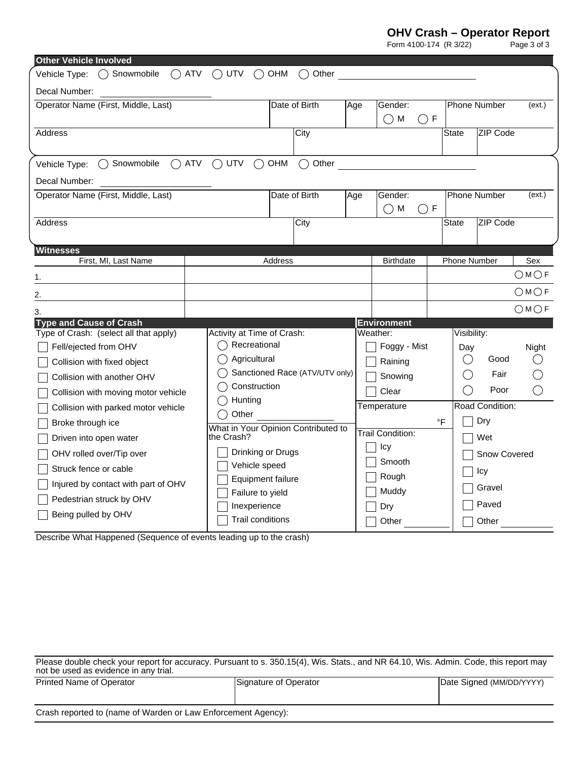# OHV Crash – Operator Report

Form 4100-174 (R 3/22)

## Other Vehicle Involved

Vehicle Type: ◯ Snowmobile ◯ ATV ◯ UTV ◯ OHM ◯ Other ____________

Decal Number: ____________

| Operator Name (First, Middle, Last) | Date of Birth | Age | Gender: ◯ M ◯ F | Phone Number (ext.) |
|---|---|---|---|---|
| | | | | |

| Address | City | State | ZIP Code |
|---|---|---|---|
| | | | |

Vehicle Type: ◯ Snowmobile ◯ ATV ◯ UTV ◯ OHM ◯ Other ____________

Decal Number: ____________

| Operator Name (First, Middle, Last) | Date of Birth | Age | Gender: ◯ M ◯ F | Phone Number (ext.) |
|---|---|---|---|---|
| | | | | |

| Address | City | State | ZIP Code |
|---|---|---|---|
| | | | |

## Witnesses

| | First, MI, Last Name | Address | Birthdate | Phone Number | Sex |
|---|---|---|---|---|---|
| 1. | | | | | ◯ M ◯ F |
| 2. | | | | | ◯ M ◯ F |
| 3. | | | | | ◯ M ◯ F |

## Type and Cause of Crash

Type of Crash: (select all that apply)

- ☐ Fell/ejected from OHV
- ☐ Collision with fixed object
- ☐ Collision with another OHV
- ☐ Collision with moving motor vehicle
- ☐ Collision with parked motor vehicle
- ☐ Broke through ice
- ☐ Driven into open water
- ☐ OHV rolled over/Tip over
- ☐ Struck fence or cable
- ☐ Injured by contact with part of OHV
- ☐ Pedestrian struck by OHV
- ☐ Being pulled by OHV

Activity at Time of Crash:

- ◯ Recreational
- ◯ Agricultural
- ◯ Sanctioned Race (ATV/UTV only)
- ◯ Construction
- ◯ Hunting
- ◯ Other ____________

What in Your Opinion Contributed to the Crash?

- ☐ Drinking or Drugs
- ☐ Vehicle speed
- ☐ Equipment failure
- ☐ Failure to yield
- ☐ Inexperience
- ☐ Trail conditions

## Environment

Weather:

- ☐ Foggy - Mist
- ☐ Raining
- ☐ Snowing
- ☐ Clear

Visibility:

| Day | | Night |
|---|---|---|
| ◯ | Good | ◯ |
| ◯ | Fair | ◯ |
| ◯ | Poor | ◯ |

Temperature ______ °F

Trail Condition:

- ☐ Icy
- ☐ Smooth
- ☐ Rough
- ☐ Muddy
- ☐ Dry
- ☐ Other ______

Road Condition:

- ☐ Dry
- ☐ Wet
- ☐ Snow Covered
- ☐ Icy
- ☐ Gravel
- ☐ Paved
- ☐ Other ______

Describe What Happened (Sequence of events leading up to the crash)

Please double check your report for accuracy. Pursuant to s. 350.15(4), Wis. Stats., and NR 64.10, Wis. Admin. Code, this report may not be used as evidence in any trial.

| Printed Name of Operator | Signature of Operator | Date Signed (MM/DD/YYYY) |
|---|---|---|
| | | |

Crash reported to (name of Warden or Law Enforcement Agency):